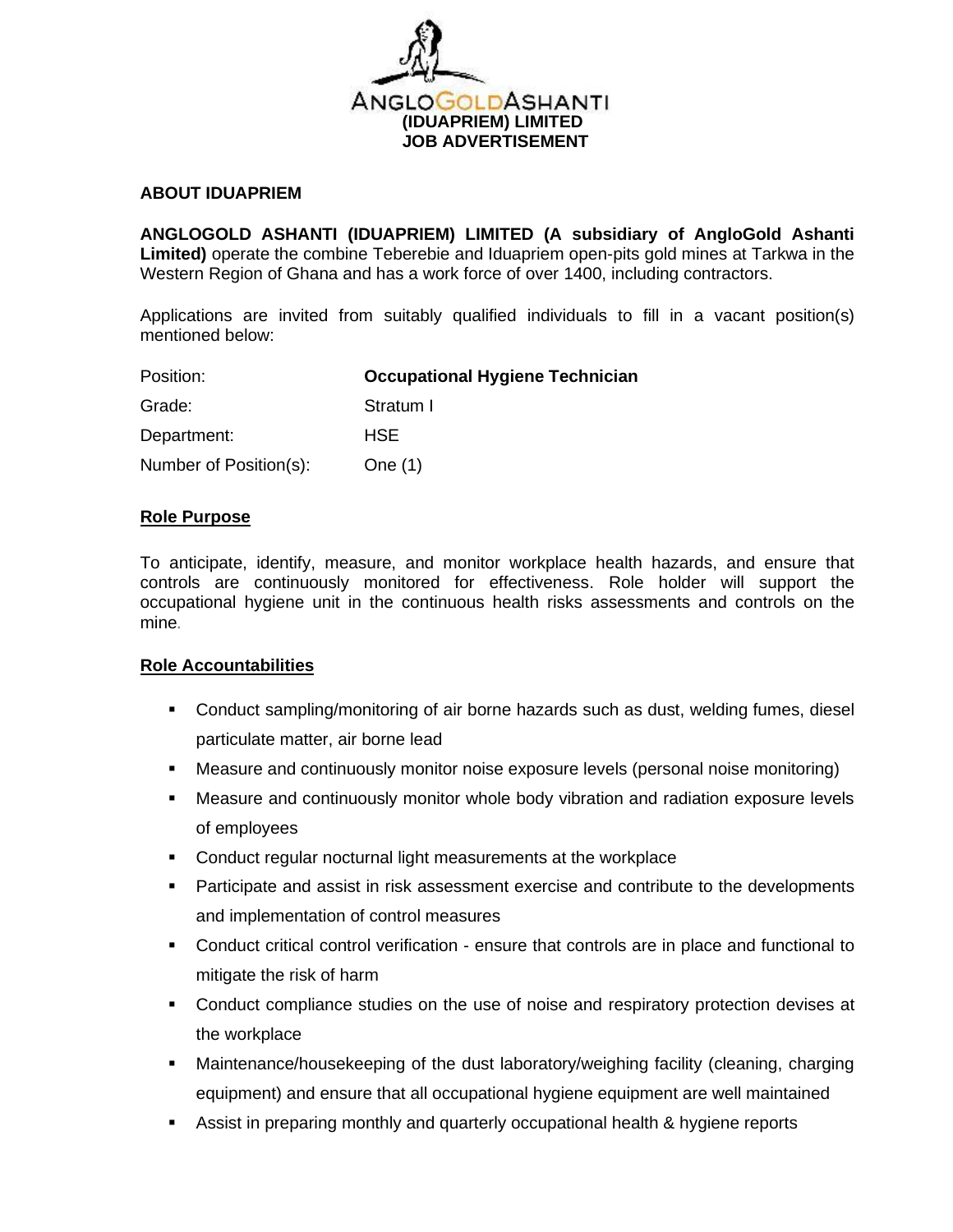**ANGLOGOLDASHANTI**
**(IDUAPRIEM) LIMITED**
**JOB ADVERTISEMENT**

## ABOUT IDUAPRIEM

**ANGLOGOLD ASHANTI (IDUAPRIEM) LIMITED (A subsidiary of AngloGold Ashanti Limited)** operate the combine Teberebie and Iduapriem open-pits gold mines at Tarkwa in the Western Region of Ghana and has a work force of over 1400, including contractors.

Applications are invited from suitably qualified individuals to fill in a vacant position(s) mentioned below:

| | |
|---|---|
| Position: | **Occupational Hygiene Technician** |
| Grade: | Stratum I |
| Department: | HSE |
| Number of Position(s): | One (1) |

## Role Purpose

To anticipate, identify, measure, and monitor workplace health hazards, and ensure that controls are continuously monitored for effectiveness. Role holder will support the occupational hygiene unit in the continuous health risks assessments and controls on the mine.

## Role Accountabilities

- Conduct sampling/monitoring of air borne hazards such as dust, welding fumes, diesel particulate matter, air borne lead
- Measure and continuously monitor noise exposure levels (personal noise monitoring)
- Measure and continuously monitor whole body vibration and radiation exposure levels of employees
- Conduct regular nocturnal light measurements at the workplace
- Participate and assist in risk assessment exercise and contribute to the developments and implementation of control measures
- Conduct critical control verification - ensure that controls are in place and functional to mitigate the risk of harm
- Conduct compliance studies on the use of noise and respiratory protection devises at the workplace
- Maintenance/housekeeping of the dust laboratory/weighing facility (cleaning, charging equipment) and ensure that all occupational hygiene equipment are well maintained
- Assist in preparing monthly and quarterly occupational health & hygiene reports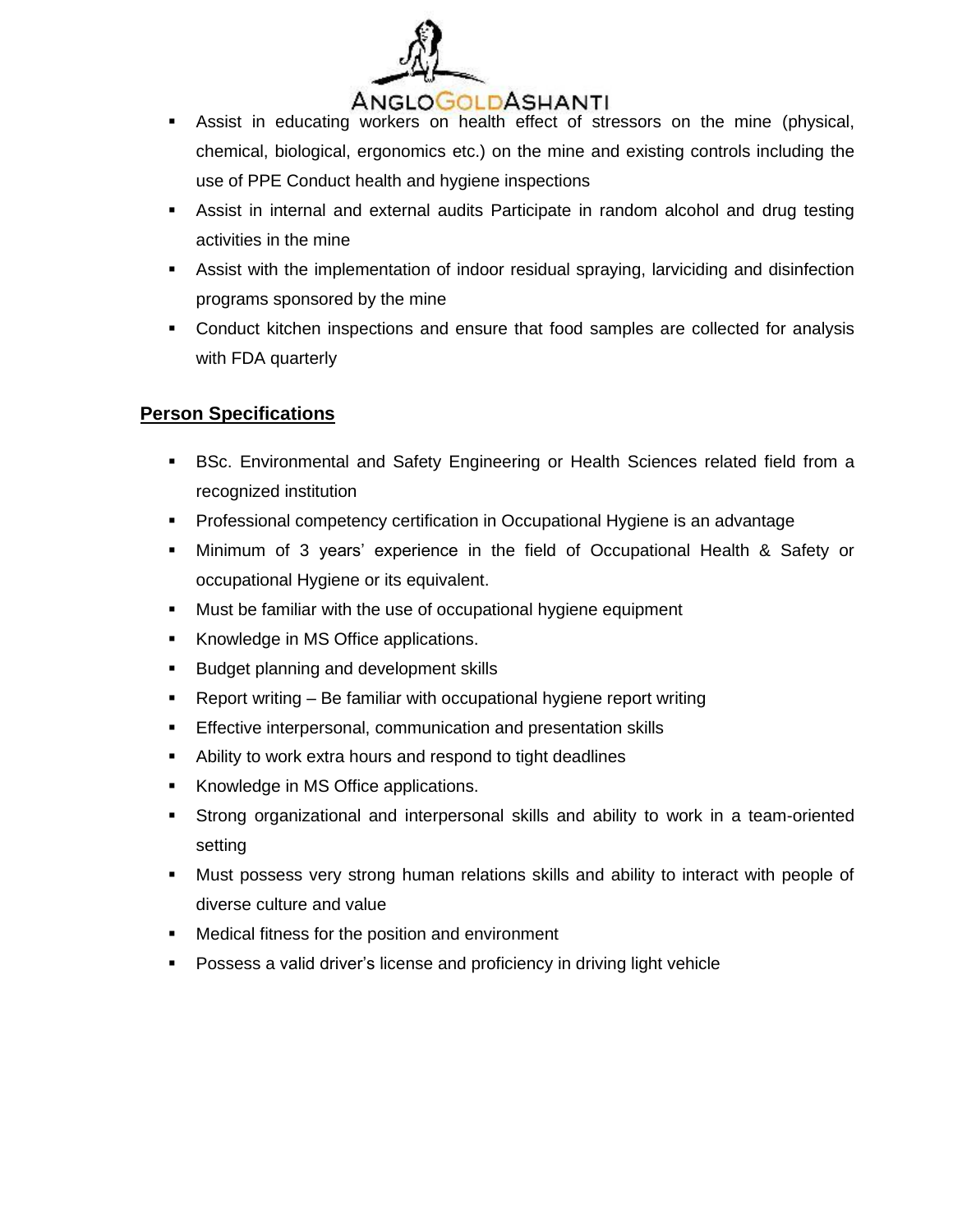- Assist in educating workers on health effect of stressors on the mine (physical, chemical, biological, ergonomics etc.) on the mine and existing controls including the use of PPE Conduct health and hygiene inspections
- Assist in internal and external audits Participate in random alcohol and drug testing activities in the mine
- Assist with the implementation of indoor residual spraying, larviciding and disinfection programs sponsored by the mine
- Conduct kitchen inspections and ensure that food samples are collected for analysis with FDA quarterly

## Person Specifications

- BSc. Environmental and Safety Engineering or Health Sciences related field from a recognized institution
- Professional competency certification in Occupational Hygiene is an advantage
- Minimum of 3 years' experience in the field of Occupational Health & Safety or occupational Hygiene or its equivalent.
- Must be familiar with the use of occupational hygiene equipment
- Knowledge in MS Office applications.
- Budget planning and development skills
- Report writing – Be familiar with occupational hygiene report writing
- Effective interpersonal, communication and presentation skills
- Ability to work extra hours and respond to tight deadlines
- Knowledge in MS Office applications.
- Strong organizational and interpersonal skills and ability to work in a team-oriented setting
- Must possess very strong human relations skills and ability to interact with people of diverse culture and value
- Medical fitness for the position and environment
- Possess a valid driver's license and proficiency in driving light vehicle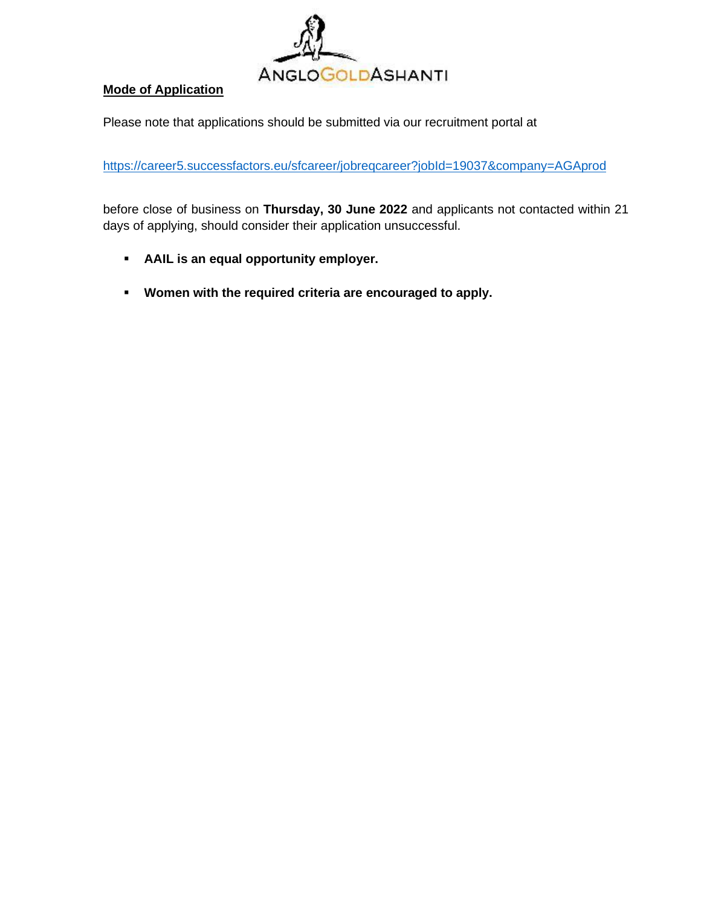ANGLOGOLDASHANTI

**Mode of Application**

Please note that applications should be submitted via our recruitment portal at

https://career5.successfactors.eu/sfcareer/jobreqcareer?jobId=19037&company=AGAprod

before close of business on **Thursday, 30 June 2022** and applicants not contacted within 21 days of applying, should consider their application unsuccessful.

- **AAIL is an equal opportunity employer.**
- **Women with the required criteria are encouraged to apply.**